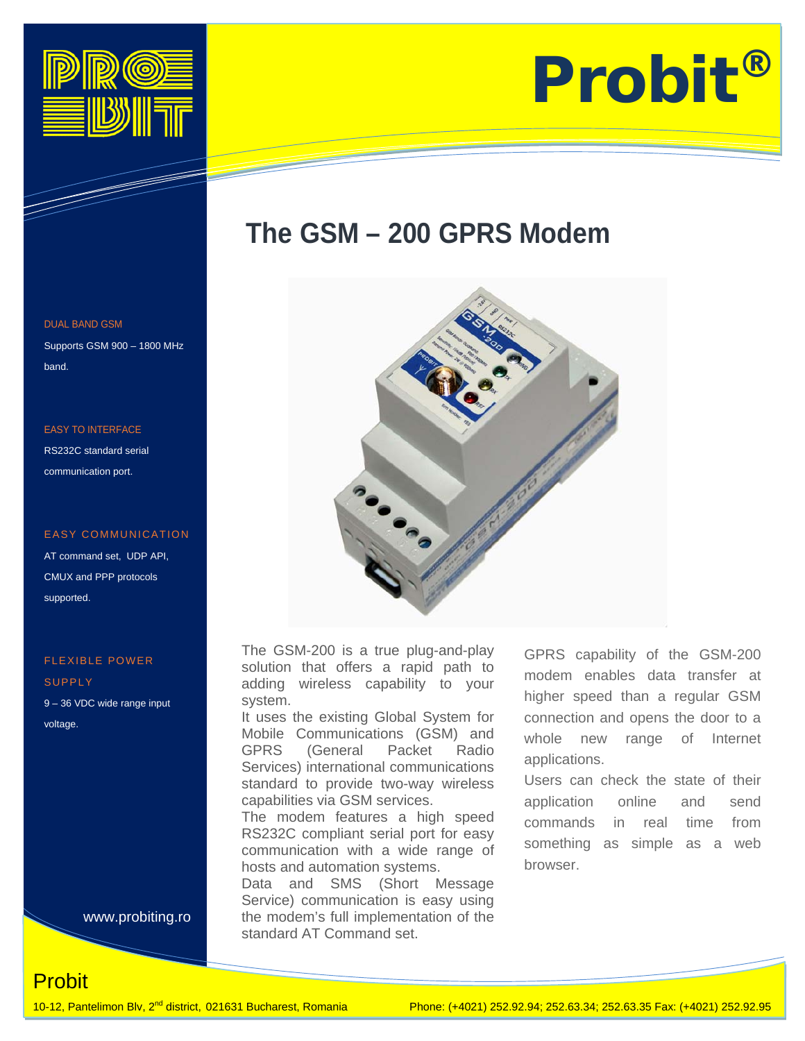# Probit®

## The GSM – 200 GPRS Modem

DUAL BAND GSM

Supports GSM 900 – 1800 MHz band.

EASY TO INTERFACE

RS232C standard serial communication port.

EASY COMMUNICATION

AT command set, UDP API, CMUX and PPP protocols supported.

FLEXIBLE POWER SUPPLY

9 – 36 VDC wide range input voltage.

www.probiting.ro

The GSM-200 is a true plug-and-play solution that offers a rapid path to adding wireless capability to your system.
It uses the existing Global System for Mobile Communications (GSM) and GPRS (General Packet Radio Services) international communications standard to provide two-way wireless capabilities via GSM services.
The modem features a high speed RS232C compliant serial port for easy communication with a wide range of hosts and automation systems.
Data and SMS (Short Message Service) communication is easy using the modem's full implementation of the standard AT Command set.

GPRS capability of the GSM-200 modem enables data transfer at higher speed than a regular GSM connection and opens the door to a whole new range of Internet applications.
Users can check the state of their application online and send commands in real time from something as simple as a web browser.

Probit

10-12, Pantelimon Blv, 2nd district, 021631 Bucharest, Romania  Phone: (+4021) 252.92.94; 252.63.34; 252.63.35 Fax: (+4021) 252.92.95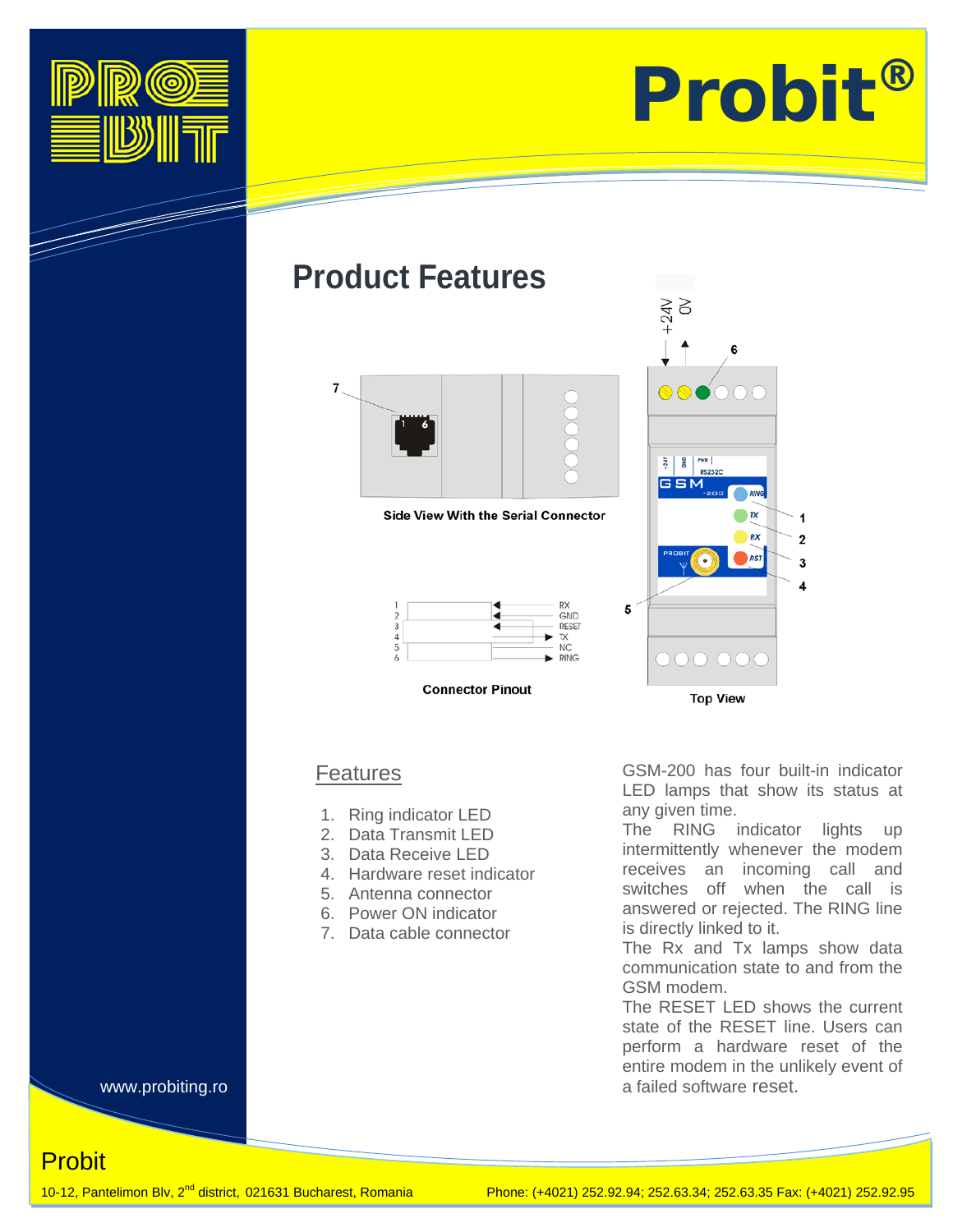# Product Features

Side View With the Serial Connector

| Pin | Signal |
|---|---|
| 1 | RX |
| 2 | GND |
| 3 | RESET |
| 4 | TX |
| 5 | NC |
| 6 | RING |

Connector Pinout

Top View

## Features

1. Ring indicator LED
2. Data Transmit LED
3. Data Receive LED
4. Hardware reset indicator
5. Antenna connector
6. Power ON indicator
7. Data cable connector

GSM-200 has four built-in indicator LED lamps that show its status at any given time.

The RING indicator lights up intermittently whenever the modem receives an incoming call and switches off when the call is answered or rejected. The RING line is directly linked to it.

The Rx and Tx lamps show data communication state to and from the GSM modem.

The RESET LED shows the current state of the RESET line. Users can perform a hardware reset of the entire modem in the unlikely event of a failed software reset.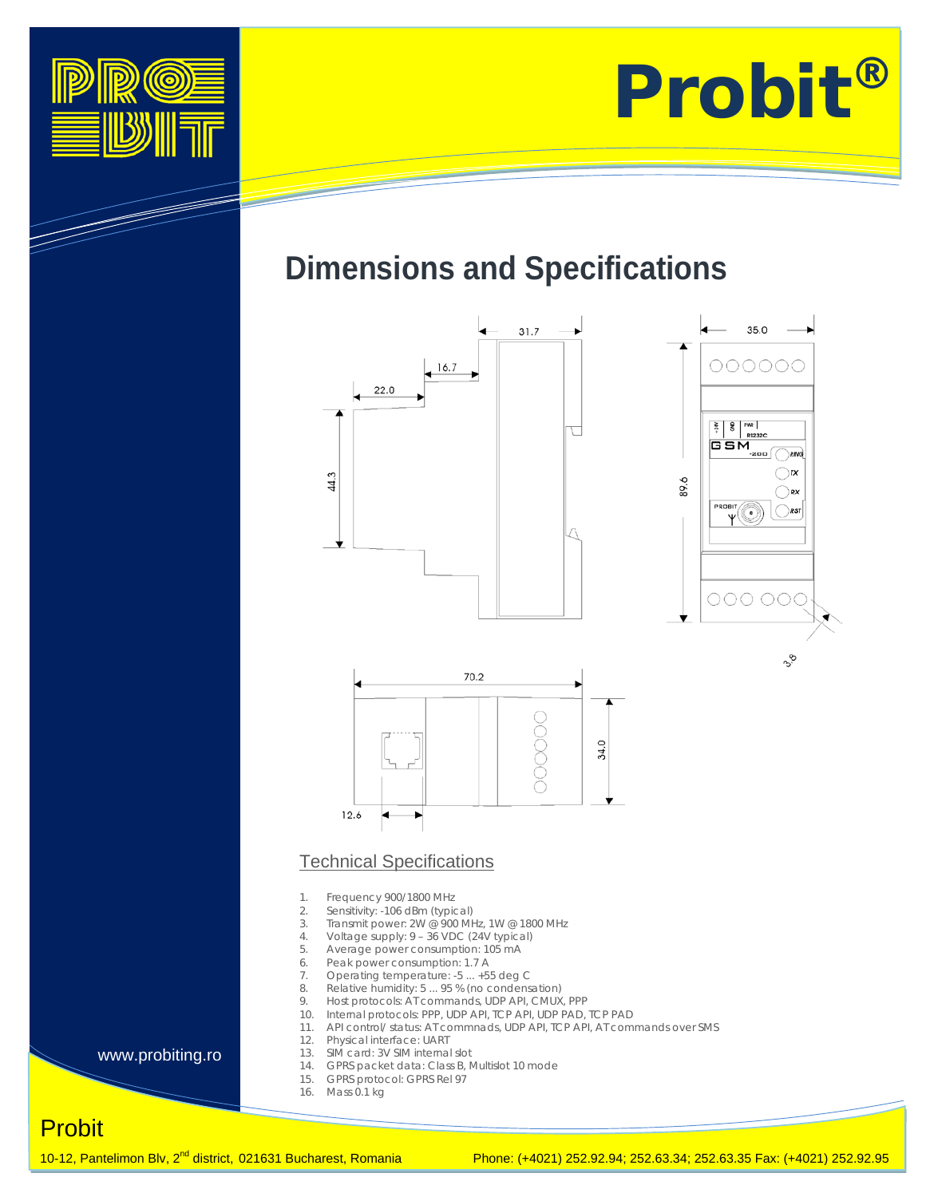# Dimensions and Specifications

31.7
16.7
22.0
44.3
35.0
89.6
3.8
70.2
34.0
12.6

## Technical Specifications

1. Frequency 900/1800 MHz
2. Sensitivity: -106 dBm (typical)
3. Transmit power: 2W @ 900 MHz, 1W @ 1800 MHz
4. Voltage supply: 9 – 36 VDC (24V typical)
5. Average power consumption: 105 mA
6. Peak power consumption: 1.7 A
7. Operating temperature: -5 ... +55 deg C
8. Relative humidity: 5 ... 95 % (no condensation)
9. Host protocols: AT commands, UDP API, CMUX, PPP
10. Internal protocols: PPP, UDP API, TCP API, UDP PAD, TCP PAD
11. API control/ status: AT commnads, UDP API, TCP API, AT commands over SMS
12. Physical interface: UART
13. SIM card: 3V SIM internal slot
14. GPRS packet data: Class B, Multislot 10 mode
15. GPRS protocol: GPRS Rel 97
16. Mass 0.1 kg

www.probiting.ro

Probit

10-12, Pantelimon Blv, 2nd district, 021631 Bucharest, Romania

Phone: (+4021) 252.92.94; 252.63.34; 252.63.35 Fax: (+4021) 252.92.95